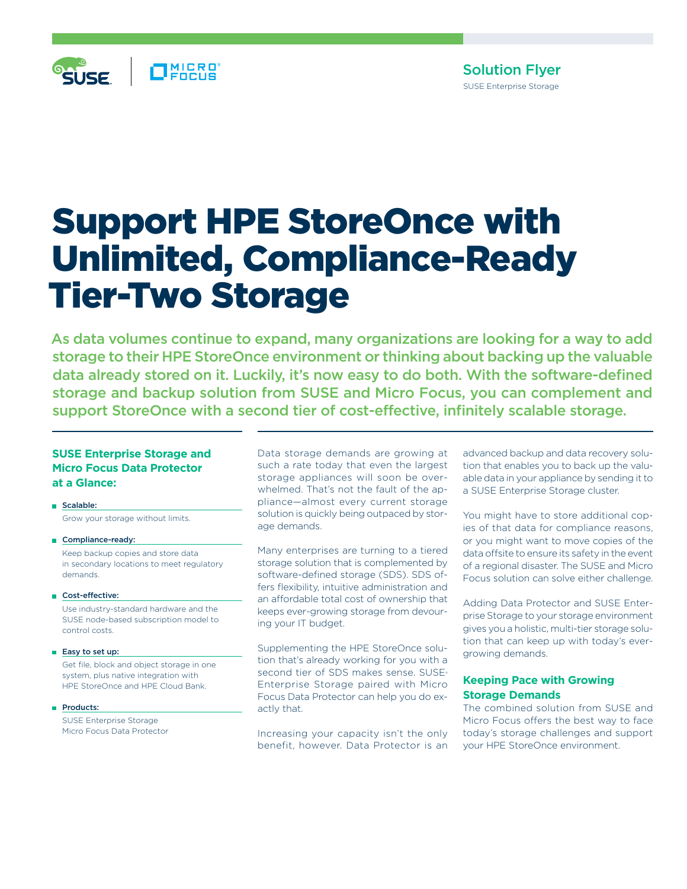Solution Flyer
SUSE Enterprise Storage

# Support HPE StoreOnce with Unlimited, Compliance-Ready Tier-Two Storage

**As data volumes continue to expand, many organizations are looking for a way to add storage to their HPE StoreOnce environment or thinking about backing up the valuable data already stored on it. Luckily, it's now easy to do both. With the software-defined storage and backup solution from SUSE and Micro Focus, you can complement and support StoreOnce with a second tier of cost-effective, infinitely scalable storage.**

### SUSE Enterprise Storage and Micro Focus Data Protector at a Glance:

- **Scalable:**
  Grow your storage without limits.
- **Compliance-ready:**
  Keep backup copies and store data in secondary locations to meet regulatory demands.
- **Cost-effective:**
  Use industry-standard hardware and the SUSE node-based subscription model to control costs.
- **Easy to set up:**
  Get file, block and object storage in one system, plus native integration with HPE StoreOnce and HPE Cloud Bank.
- **Products:**
  SUSE Enterprise Storage
  Micro Focus Data Protector

Data storage demands are growing at such a rate today that even the largest storage appliances will soon be overwhelmed. That's not the fault of the appliance—almost every current storage solution is quickly being outpaced by storage demands.

Many enterprises are turning to a tiered storage solution that is complemented by software-defined storage (SDS). SDS offers flexibility, intuitive administration and an affordable total cost of ownership that keeps ever-growing storage from devouring your IT budget.

Supplementing the HPE StoreOnce solution that's already working for you with a second tier of SDS makes sense. SUSE® Enterprise Storage paired with Micro Focus Data Protector can help you do exactly that.

Increasing your capacity isn't the only benefit, however. Data Protector is an advanced backup and data recovery solution that enables you to back up the valuable data in your appliance by sending it to a SUSE Enterprise Storage cluster.

You might have to store additional copies of that data for compliance reasons, or you might want to move copies of the data offsite to ensure its safety in the event of a regional disaster. The SUSE and Micro Focus solution can solve either challenge.

Adding Data Protector and SUSE Enterprise Storage to your storage environment gives you a holistic, multi-tier storage solution that can keep up with today's ever-growing demands.

## Keeping Pace with Growing Storage Demands

The combined solution from SUSE and Micro Focus offers the best way to face today's storage challenges and support your HPE StoreOnce environment.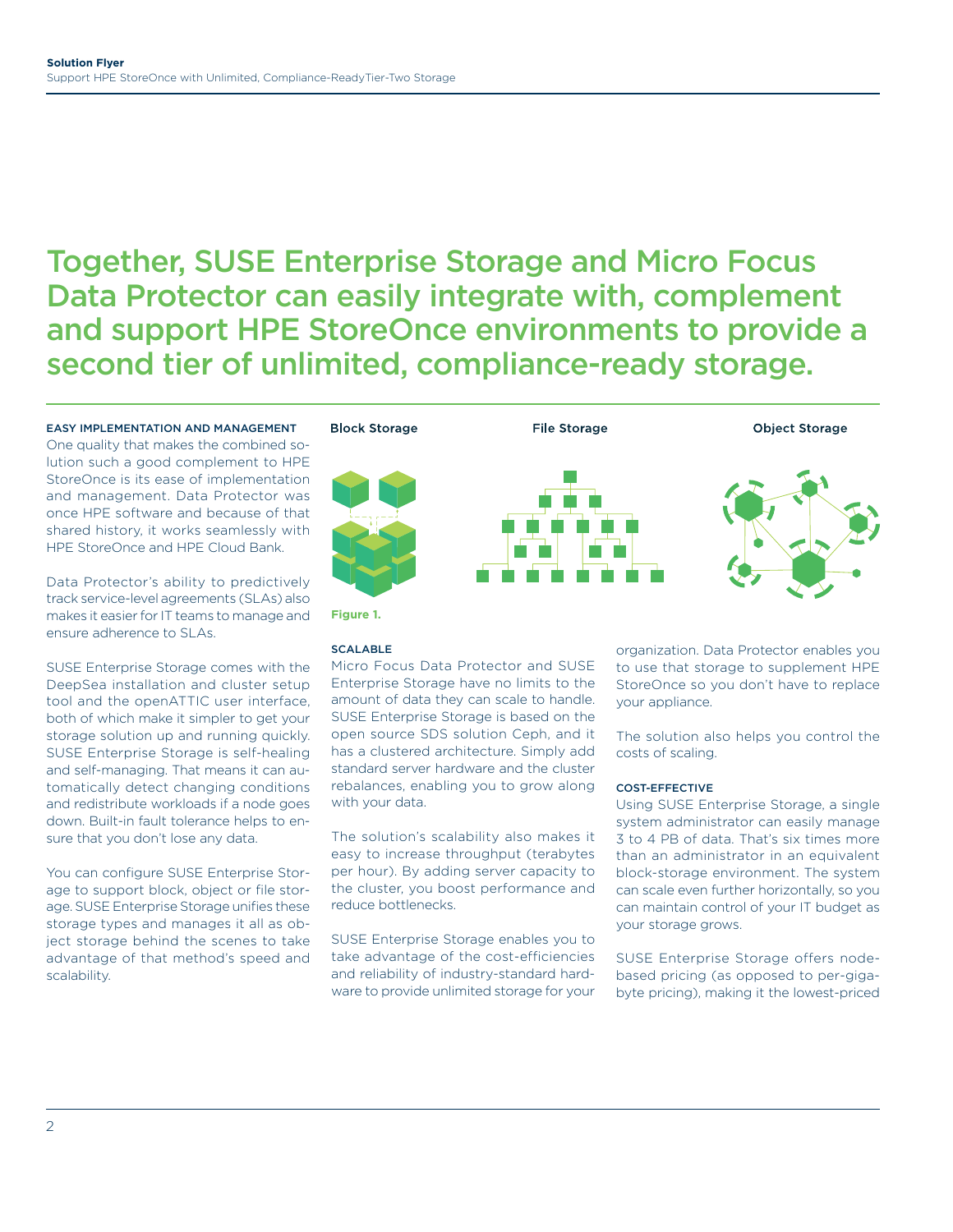# Together, SUSE Enterprise Storage and Micro Focus Data Protector can easily integrate with, complement and support HPE StoreOnce environments to provide a second tier of unlimited, compliance-ready storage.

### EASY IMPLEMENTATION AND MANAGEMENT

One quality that makes the combined solution such a good complement to HPE StoreOnce is its ease of implementation and management. Data Protector was once HPE software and because of that shared history, it works seamlessly with HPE StoreOnce and HPE Cloud Bank.

Data Protector's ability to predictively track service-level agreements (SLAs) also makes it easier for IT teams to manage and ensure adherence to SLAs.

SUSE Enterprise Storage comes with the DeepSea installation and cluster setup tool and the openATTIC user interface, both of which make it simpler to get your storage solution up and running quickly. SUSE Enterprise Storage is self-healing and self-managing. That means it can automatically detect changing conditions and redistribute workloads if a node goes down. Built-in fault tolerance helps to ensure that you don't lose any data.

You can configure SUSE Enterprise Storage to support block, object or file storage. SUSE Enterprise Storage unifies these storage types and manages it all as object storage behind the scenes to take advantage of that method's speed and scalability.

Block Storage | File Storage | Object Storage

**Figure 1.**

### SCALABLE

Micro Focus Data Protector and SUSE Enterprise Storage have no limits to the amount of data they can scale to handle. SUSE Enterprise Storage is based on the open source SDS solution Ceph, and it has a clustered architecture. Simply add standard server hardware and the cluster rebalances, enabling you to grow along with your data.

The solution's scalability also makes it easy to increase throughput (terabytes per hour). By adding server capacity to the cluster, you boost performance and reduce bottlenecks.

SUSE Enterprise Storage enables you to take advantage of the cost-efficiencies and reliability of industry-standard hardware to provide unlimited storage for your organization. Data Protector enables you to use that storage to supplement HPE StoreOnce so you don't have to replace your appliance.

The solution also helps you control the costs of scaling.

### COST-EFFECTIVE

Using SUSE Enterprise Storage, a single system administrator can easily manage 3 to 4 PB of data. That's six times more than an administrator in an equivalent block-storage environment. The system can scale even further horizontally, so you can maintain control of your IT budget as your storage grows.

SUSE Enterprise Storage offers node-based pricing (as opposed to per-gigabyte pricing), making it the lowest-priced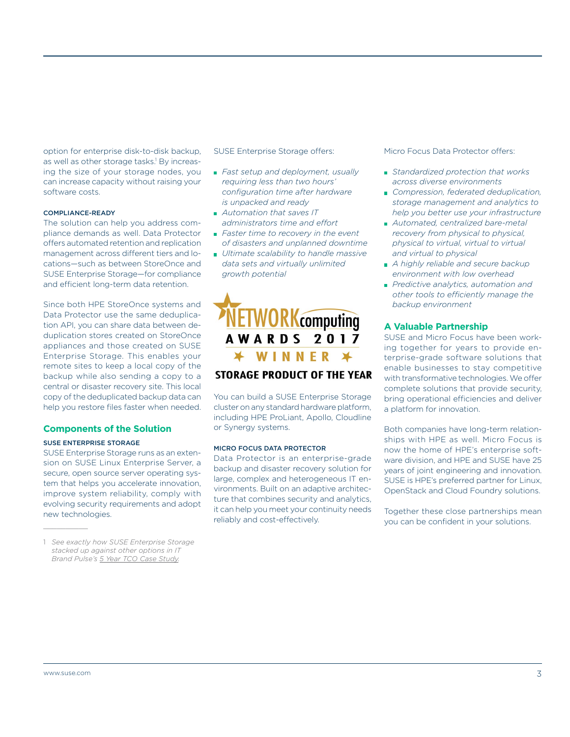option for enterprise disk-to-disk backup, as well as other storage tasks.[1] By increasing the size of your storage nodes, you can increase capacity without raising your software costs.

#### COMPLIANCE-READY

The solution can help you address compliance demands as well. Data Protector offers automated retention and replication management across different tiers and locations—such as between StoreOnce and SUSE Enterprise Storage—for compliance and efficient long-term data retention.

Since both HPE StoreOnce systems and Data Protector use the same deduplication API, you can share data between deduplication stores created on StoreOnce appliances and those created on SUSE Enterprise Storage. This enables your remote sites to keep a local copy of the backup while also sending a copy to a central or disaster recovery site. This local copy of the deduplicated backup data can help you restore files faster when needed.

## Components of the Solution

#### SUSE ENTERPRISE STORAGE

SUSE Enterprise Storage runs as an extension on SUSE Linux Enterprise Server, a secure, open source server operating system that helps you accelerate innovation, improve system reliability, comply with evolving security requirements and adopt new technologies.

SUSE Enterprise Storage offers:

- *Fast setup and deployment, usually requiring less than two hours' configuration time after hardware is unpacked and ready*
- *Automation that saves IT administrators time and effort*
- *Faster time to recovery in the event of disasters and unplanned downtime*
- *Ultimate scalability to handle massive data sets and virtually unlimited growth potential*

NETWORK computing AWARDS 2017 WINNER

**STORAGE PRODUCT OF THE YEAR**

You can build a SUSE Enterprise Storage cluster on any standard hardware platform, including HPE ProLiant, Apollo, Cloudline or Synergy systems.

#### MICRO FOCUS DATA PROTECTOR

Data Protector is an enterprise-grade backup and disaster recovery solution for large, complex and heterogeneous IT environments. Built on an adaptive architecture that combines security and analytics, it can help you meet your continuity needs reliably and cost-effectively.

Micro Focus Data Protector offers:

- *Standardized protection that works across diverse environments*
- *Compression, federated deduplication, storage management and analytics to help you better use your infrastructure*
- *Automated, centralized bare-metal recovery from physical to physical, physical to virtual, virtual to virtual and virtual to physical*
- *A highly reliable and secure backup environment with low overhead*
- *Predictive analytics, automation and other tools to efficiently manage the backup environment*

## A Valuable Partnership

SUSE and Micro Focus have been working together for years to provide enterprise-grade software solutions that enable businesses to stay competitive with transformative technologies. We offer complete solutions that provide security, bring operational efficiencies and deliver a platform for innovation.

Both companies have long-term relationships with HPE as well. Micro Focus is now the home of HPE's enterprise software division, and HPE and SUSE have 25 years of joint engineering and innovation. SUSE is HPE's preferred partner for Linux, OpenStack and Cloud Foundry solutions.

Together these close partnerships mean you can be confident in your solutions.

---

1 *See exactly how SUSE Enterprise Storage stacked up against other options in IT Brand Pulse's 5 Year TCO Case Study.*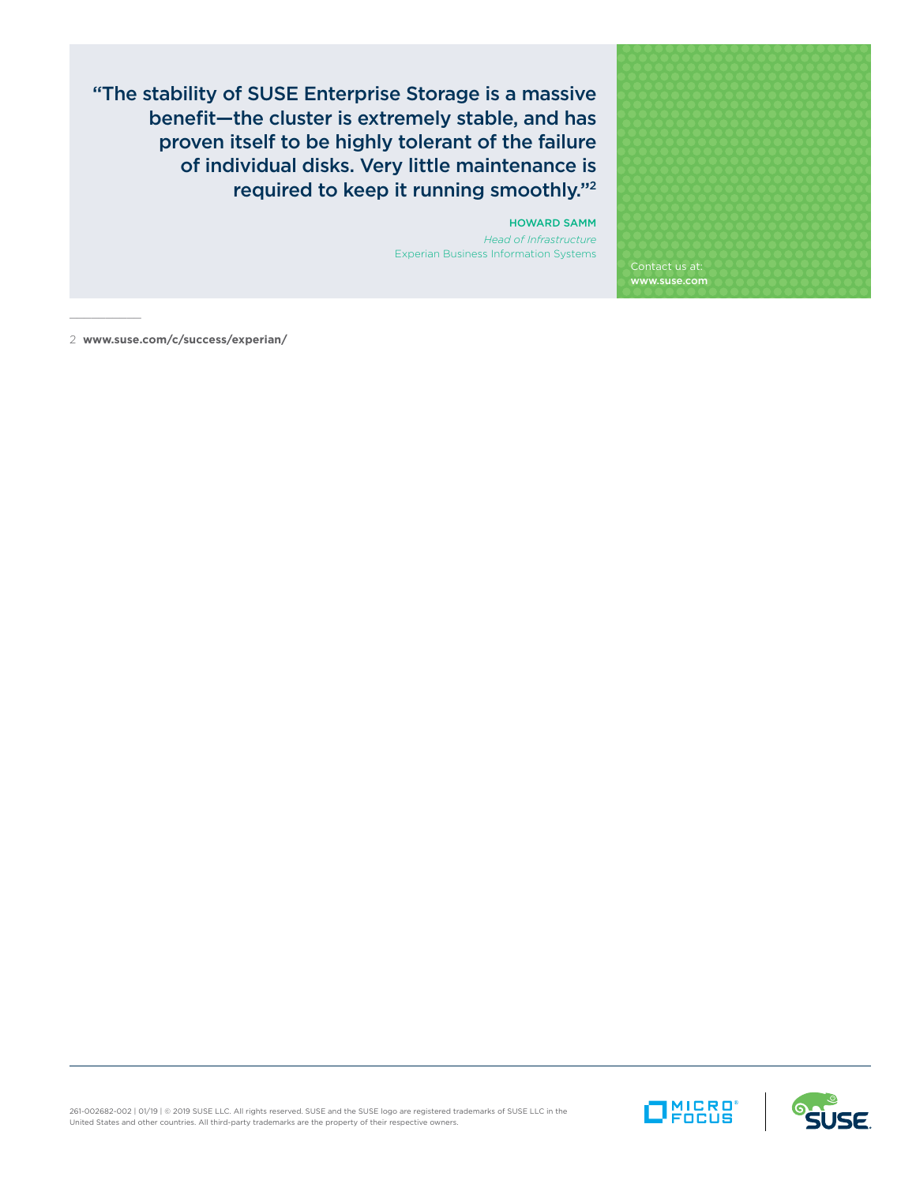"The stability of SUSE Enterprise Storage is a massive benefit—the cluster is extremely stable, and has proven itself to be highly tolerant of the failure of individual disks. Very little maintenance is required to keep it running smoothly."[2]

HOWARD SAMM
*Head of Infrastructure*
Experian Business Information Systems

Contact us at:
**www.suse.com**

2 **www.suse.com/c/success/experian/**

261-002682-002 | 01/19 | © 2019 SUSE LLC. All rights reserved. SUSE and the SUSE logo are registered trademarks of SUSE LLC in the United States and other countries. All third-party trademarks are the property of their respective owners.